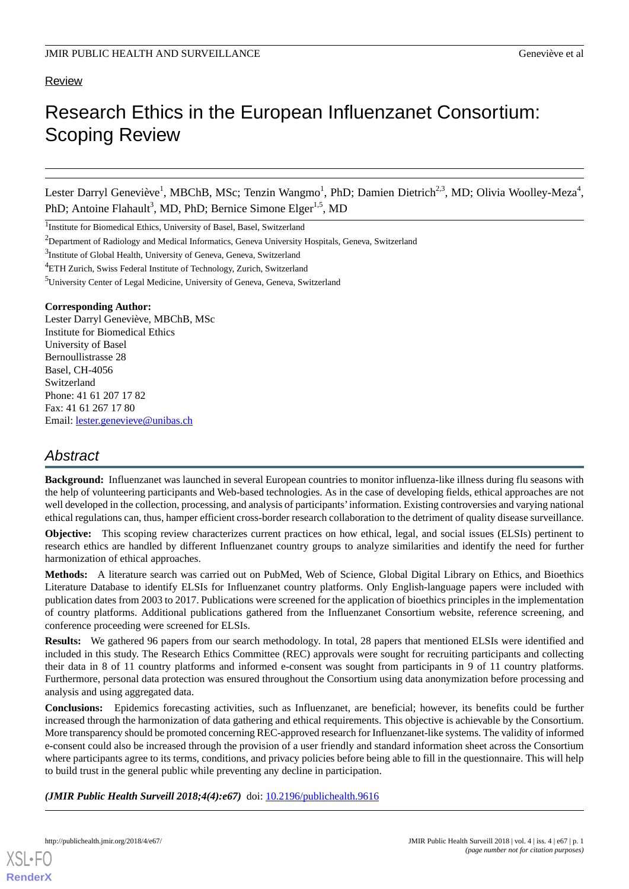Review

# Research Ethics in the European Influenzanet Consortium: Scoping Review

Lester Darryl Geneviève[1], MBChB, MSc; Tenzin Wangmo[1], PhD; Damien Dietrich[2,3], MD; Olivia Woolley-Meza[4], PhD; Antoine Flahault[3], MD, PhD; Bernice Simone Elger[1,5], MD

[1]Institute for Biomedical Ethics, University of Basel, Basel, Switzerland

[2]Department of Radiology and Medical Informatics, Geneva University Hospitals, Geneva, Switzerland

[3]Institute of Global Health, University of Geneva, Geneva, Switzerland

[4]ETH Zurich, Swiss Federal Institute of Technology, Zurich, Switzerland

[5]University Center of Legal Medicine, University of Geneva, Geneva, Switzerland

**Corresponding Author:**
Lester Darryl Geneviève, MBChB, MSc
Institute for Biomedical Ethics
University of Basel
Bernoullistrasse 28
Basel, CH-4056
Switzerland
Phone: 41 61 207 17 82
Fax: 41 61 267 17 80
Email: lester.genevieve@unibas.ch

## Abstract

**Background:** Influenzanet was launched in several European countries to monitor influenza-like illness during flu seasons with the help of volunteering participants and Web-based technologies. As in the case of developing fields, ethical approaches are not well developed in the collection, processing, and analysis of participants' information. Existing controversies and varying national ethical regulations can, thus, hamper efficient cross-border research collaboration to the detriment of quality disease surveillance.

**Objective:** This scoping review characterizes current practices on how ethical, legal, and social issues (ELSIs) pertinent to research ethics are handled by different Influenzanet country groups to analyze similarities and identify the need for further harmonization of ethical approaches.

**Methods:** A literature search was carried out on PubMed, Web of Science, Global Digital Library on Ethics, and Bioethics Literature Database to identify ELSIs for Influenzanet country platforms. Only English-language papers were included with publication dates from 2003 to 2017. Publications were screened for the application of bioethics principles in the implementation of country platforms. Additional publications gathered from the Influenzanet Consortium website, reference screening, and conference proceeding were screened for ELSIs.

**Results:** We gathered 96 papers from our search methodology. In total, 28 papers that mentioned ELSIs were identified and included in this study. The Research Ethics Committee (REC) approvals were sought for recruiting participants and collecting their data in 8 of 11 country platforms and informed e-consent was sought from participants in 9 of 11 country platforms. Furthermore, personal data protection was ensured throughout the Consortium using data anonymization before processing and analysis and using aggregated data.

**Conclusions:** Epidemics forecasting activities, such as Influenzanet, are beneficial; however, its benefits could be further increased through the harmonization of data gathering and ethical requirements. This objective is achievable by the Consortium. More transparency should be promoted concerning REC-approved research for Influenzanet-like systems. The validity of informed e-consent could also be increased through the provision of a user friendly and standard information sheet across the Consortium where participants agree to its terms, conditions, and privacy policies before being able to fill in the questionnaire. This will help to build trust in the general public while preventing any decline in participation.

***(JMIR Public Health Surveill 2018;4(4):e67)*** doi: 10.2196/publichealth.9616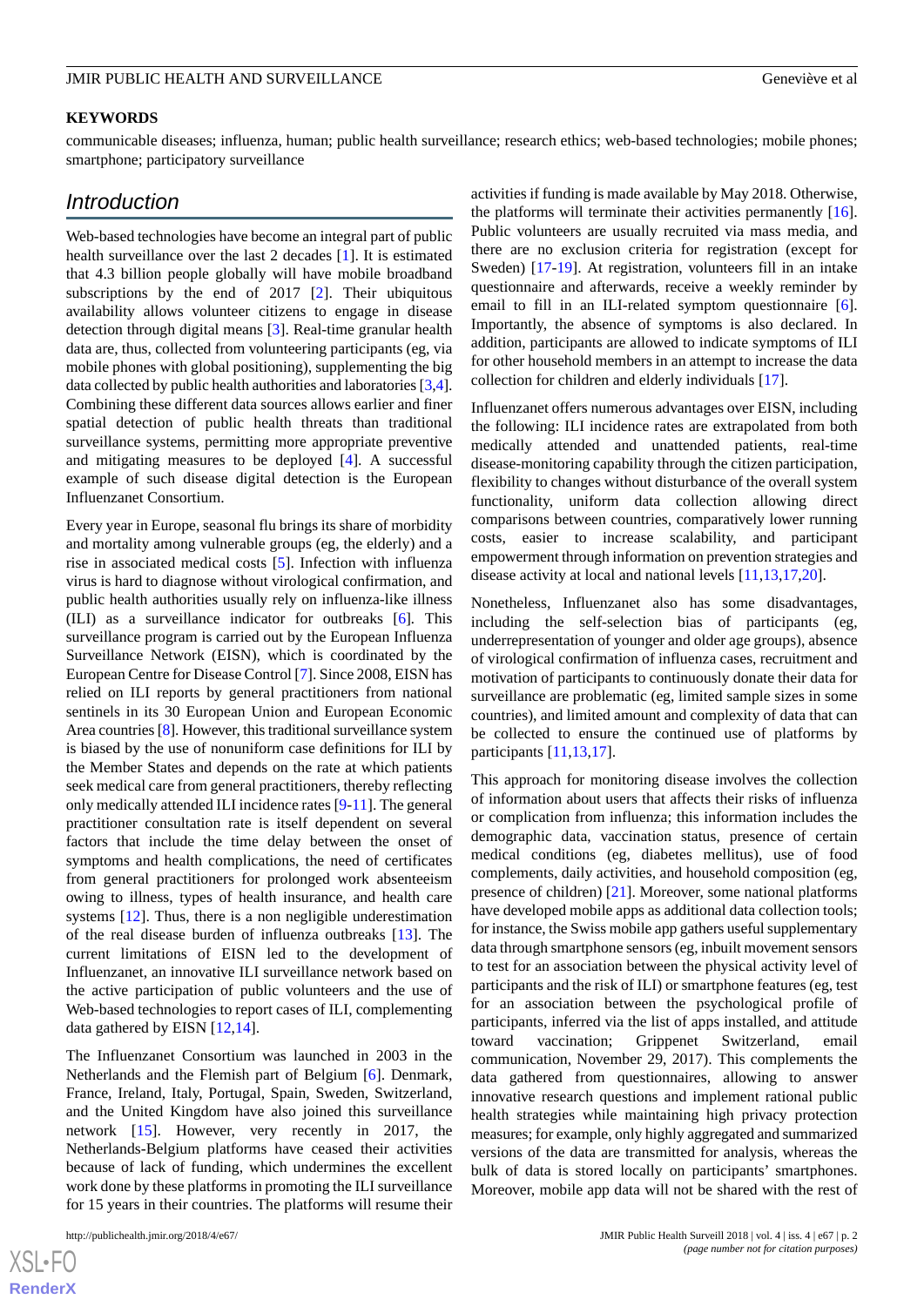**KEYWORDS**

communicable diseases; influenza, human; public health surveillance; research ethics; web-based technologies; mobile phones; smartphone; participatory surveillance

## Introduction

Web-based technologies have become an integral part of public health surveillance over the last 2 decades [1]. It is estimated that 4.3 billion people globally will have mobile broadband subscriptions by the end of 2017 [2]. Their ubiquitous availability allows volunteer citizens to engage in disease detection through digital means [3]. Real-time granular health data are, thus, collected from volunteering participants (eg, via mobile phones with global positioning), supplementing the big data collected by public health authorities and laboratories [3,4]. Combining these different data sources allows earlier and finer spatial detection of public health threats than traditional surveillance systems, permitting more appropriate preventive and mitigating measures to be deployed [4]. A successful example of such disease digital detection is the European Influenzanet Consortium.

Every year in Europe, seasonal flu brings its share of morbidity and mortality among vulnerable groups (eg, the elderly) and a rise in associated medical costs [5]. Infection with influenza virus is hard to diagnose without virological confirmation, and public health authorities usually rely on influenza-like illness (ILI) as a surveillance indicator for outbreaks [6]. This surveillance program is carried out by the European Influenza Surveillance Network (EISN), which is coordinated by the European Centre for Disease Control [7]. Since 2008, EISN has relied on ILI reports by general practitioners from national sentinels in its 30 European Union and European Economic Area countries [8]. However, this traditional surveillance system is biased by the use of nonuniform case definitions for ILI by the Member States and depends on the rate at which patients seek medical care from general practitioners, thereby reflecting only medically attended ILI incidence rates [9-11]. The general practitioner consultation rate is itself dependent on several factors that include the time delay between the onset of symptoms and health complications, the need of certificates from general practitioners for prolonged work absenteeism owing to illness, types of health insurance, and health care systems [12]. Thus, there is a non negligible underestimation of the real disease burden of influenza outbreaks [13]. The current limitations of EISN led to the development of Influenzanet, an innovative ILI surveillance network based on the active participation of public volunteers and the use of Web-based technologies to report cases of ILI, complementing data gathered by EISN [12,14].

The Influenzanet Consortium was launched in 2003 in the Netherlands and the Flemish part of Belgium [6]. Denmark, France, Ireland, Italy, Portugal, Spain, Sweden, Switzerland, and the United Kingdom have also joined this surveillance network [15]. However, very recently in 2017, the Netherlands-Belgium platforms have ceased their activities because of lack of funding, which undermines the excellent work done by these platforms in promoting the ILI surveillance for 15 years in their countries. The platforms will resume their activities if funding is made available by May 2018. Otherwise, the platforms will terminate their activities permanently [16]. Public volunteers are usually recruited via mass media, and there are no exclusion criteria for registration (except for Sweden) [17-19]. At registration, volunteers fill in an intake questionnaire and afterwards, receive a weekly reminder by email to fill in an ILI-related symptom questionnaire [6]. Importantly, the absence of symptoms is also declared. In addition, participants are allowed to indicate symptoms of ILI for other household members in an attempt to increase the data collection for children and elderly individuals [17].

Influenzanet offers numerous advantages over EISN, including the following: ILI incidence rates are extrapolated from both medically attended and unattended patients, real-time disease-monitoring capability through the citizen participation, flexibility to changes without disturbance of the overall system functionality, uniform data collection allowing direct comparisons between countries, comparatively lower running costs, easier to increase scalability, and participant empowerment through information on prevention strategies and disease activity at local and national levels [11,13,17,20].

Nonetheless, Influenzanet also has some disadvantages, including the self-selection bias of participants (eg, underrepresentation of younger and older age groups), absence of virological confirmation of influenza cases, recruitment and motivation of participants to continuously donate their data for surveillance are problematic (eg, limited sample sizes in some countries), and limited amount and complexity of data that can be collected to ensure the continued use of platforms by participants [11,13,17].

This approach for monitoring disease involves the collection of information about users that affects their risks of influenza or complication from influenza; this information includes the demographic data, vaccination status, presence of certain medical conditions (eg, diabetes mellitus), use of food complements, daily activities, and household composition (eg, presence of children) [21]. Moreover, some national platforms have developed mobile apps as additional data collection tools; for instance, the Swiss mobile app gathers useful supplementary data through smartphone sensors (eg, inbuilt movement sensors to test for an association between the physical activity level of participants and the risk of ILI) or smartphone features (eg, test for an association between the psychological profile of participants, inferred via the list of apps installed, and attitude toward vaccination; Grippenet Switzerland, email communication, November 29, 2017). This complements the data gathered from questionnaires, allowing to answer innovative research questions and implement rational public health strategies while maintaining high privacy protection measures; for example, only highly aggregated and summarized versions of the data are transmitted for analysis, whereas the bulk of data is stored locally on participants' smartphones. Moreover, mobile app data will not be shared with the rest of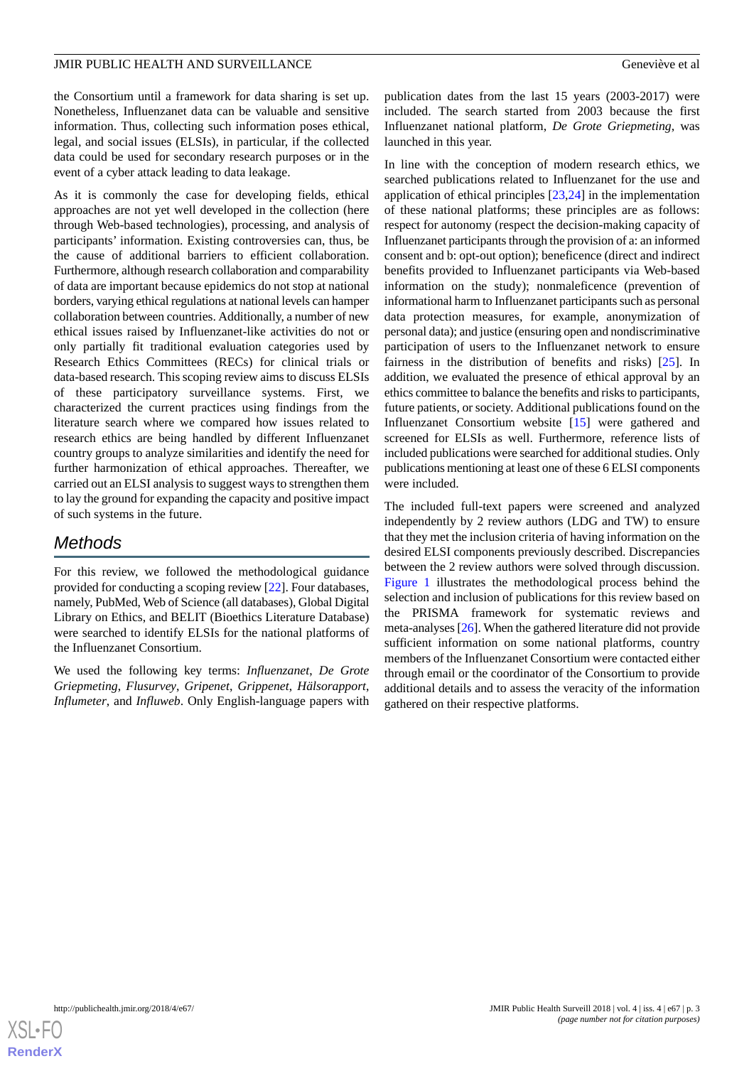the Consortium until a framework for data sharing is set up. Nonetheless, Influenzanet data can be valuable and sensitive information. Thus, collecting such information poses ethical, legal, and social issues (ELSIs), in particular, if the collected data could be used for secondary research purposes or in the event of a cyber attack leading to data leakage.

As it is commonly the case for developing fields, ethical approaches are not yet well developed in the collection (here through Web-based technologies), processing, and analysis of participants' information. Existing controversies can, thus, be the cause of additional barriers to efficient collaboration. Furthermore, although research collaboration and comparability of data are important because epidemics do not stop at national borders, varying ethical regulations at national levels can hamper collaboration between countries. Additionally, a number of new ethical issues raised by Influenzanet-like activities do not or only partially fit traditional evaluation categories used by Research Ethics Committees (RECs) for clinical trials or data-based research. This scoping review aims to discuss ELSIs of these participatory surveillance systems. First, we characterized the current practices using findings from the literature search where we compared how issues related to research ethics are being handled by different Influenzanet country groups to analyze similarities and identify the need for further harmonization of ethical approaches. Thereafter, we carried out an ELSI analysis to suggest ways to strengthen them to lay the ground for expanding the capacity and positive impact of such systems in the future.

## Methods

For this review, we followed the methodological guidance provided for conducting a scoping review [22]. Four databases, namely, PubMed, Web of Science (all databases), Global Digital Library on Ethics, and BELIT (Bioethics Literature Database) were searched to identify ELSIs for the national platforms of the Influenzanet Consortium.

We used the following key terms: *Influenzanet*, *De Grote Griepmeting*, *Flusurvey*, *Gripenet*, *Grippenet*, *Hälsorapport*, *Influmeter*, and *Influweb*. Only English-language papers with publication dates from the last 15 years (2003-2017) were included. The search started from 2003 because the first Influenzanet national platform, *De Grote Griepmeting*, was launched in this year.

In line with the conception of modern research ethics, we searched publications related to Influenzanet for the use and application of ethical principles [23,24] in the implementation of these national platforms; these principles are as follows: respect for autonomy (respect the decision-making capacity of Influenzanet participants through the provision of a: an informed consent and b: opt-out option); beneficence (direct and indirect benefits provided to Influenzanet participants via Web-based information on the study); nonmaleficence (prevention of informational harm to Influenzanet participants such as personal data protection measures, for example, anonymization of personal data); and justice (ensuring open and nondiscriminative participation of users to the Influenzanet network to ensure fairness in the distribution of benefits and risks) [25]. In addition, we evaluated the presence of ethical approval by an ethics committee to balance the benefits and risks to participants, future patients, or society. Additional publications found on the Influenzanet Consortium website [15] were gathered and screened for ELSIs as well. Furthermore, reference lists of included publications were searched for additional studies. Only publications mentioning at least one of these 6 ELSI components were included.

The included full-text papers were screened and analyzed independently by 2 review authors (LDG and TW) to ensure that they met the inclusion criteria of having information on the desired ELSI components previously described. Discrepancies between the 2 review authors were solved through discussion. Figure 1 illustrates the methodological process behind the selection and inclusion of publications for this review based on the PRISMA framework for systematic reviews and meta-analyses [26]. When the gathered literature did not provide sufficient information on some national platforms, country members of the Influenzanet Consortium were contacted either through email or the coordinator of the Consortium to provide additional details and to assess the veracity of the information gathered on their respective platforms.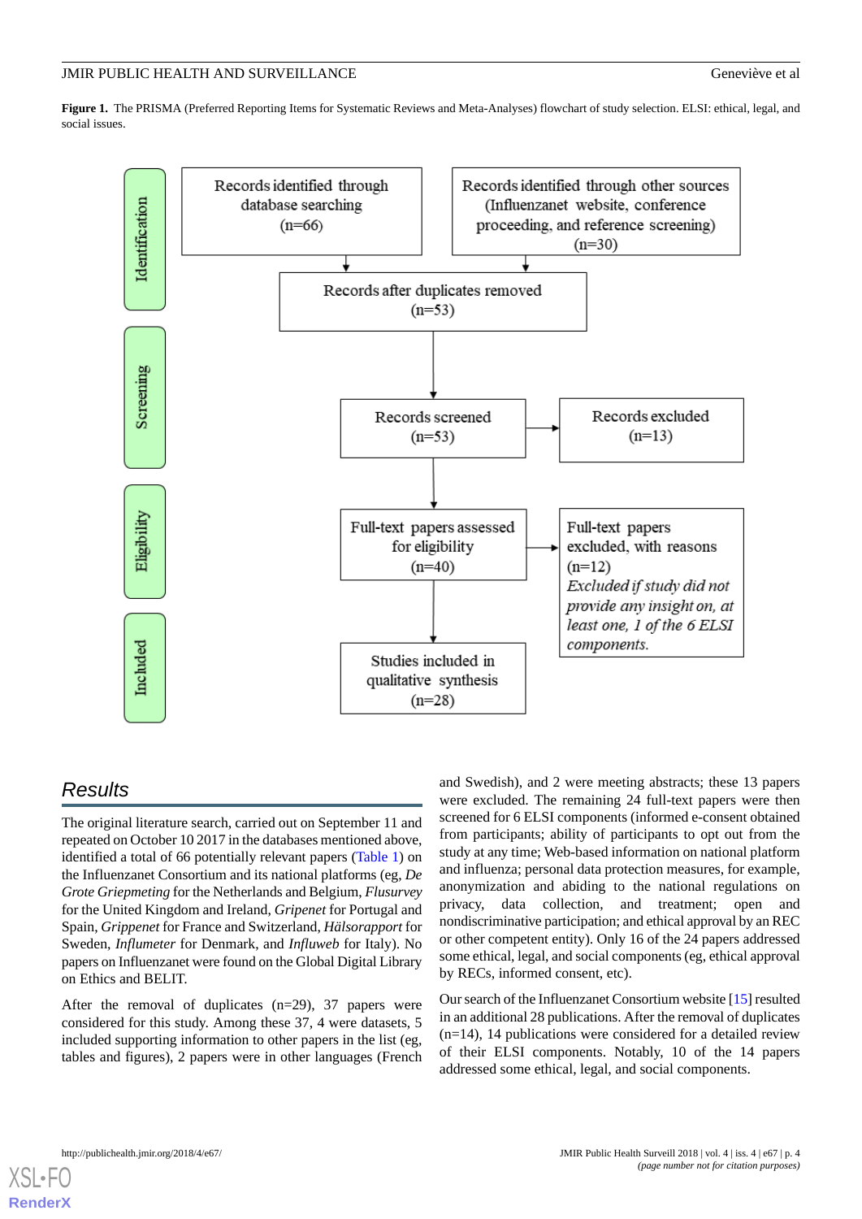**Figure 1.** The PRISMA (Preferred Reporting Items for Systematic Reviews and Meta-Analyses) flowchart of study selection. ELSI: ethical, legal, and social issues.

Identification

Records identified through database searching (n=66)

Records identified through other sources (Influenzanet website, conference proceeding, and reference screening) (n=30)

Records after duplicates removed (n=53)

Screening

Records screened (n=53)

Records excluded (n=13)

Eligibility

Full-text papers assessed for eligibility (n=40)

Full-text papers excluded, with reasons (n=12) *Excluded if study did not provide any insight on, at least one, 1 of the 6 ELSI components.*

Included

Studies included in qualitative synthesis (n=28)

## *Results*

The original literature search, carried out on September 11 and repeated on October 10 2017 in the databases mentioned above, identified a total of 66 potentially relevant papers (Table 1) on the Influenzanet Consortium and its national platforms (eg, *De Grote Griepmeting* for the Netherlands and Belgium, *Flusurvey* for the United Kingdom and Ireland, *Gripenet* for Portugal and Spain, *Grippenet* for France and Switzerland, *Hälsorapport* for Sweden, *Influmeter* for Denmark, and *Influweb* for Italy). No papers on Influenzanet were found on the Global Digital Library on Ethics and BELIT.

After the removal of duplicates (n=29), 37 papers were considered for this study. Among these 37, 4 were datasets, 5 included supporting information to other papers in the list (eg, tables and figures), 2 papers were in other languages (French and Swedish), and 2 were meeting abstracts; these 13 papers were excluded. The remaining 24 full-text papers were then screened for 6 ELSI components (informed e-consent obtained from participants; ability of participants to opt out from the study at any time; Web-based information on national platform and influenza; personal data protection measures, for example, anonymization and abiding to the national regulations on privacy, data collection, and treatment; open and nondiscriminative participation; and ethical approval by an REC or other competent entity). Only 16 of the 24 papers addressed some ethical, legal, and social components (eg, ethical approval by RECs, informed consent, etc).

Our search of the Influenzanet Consortium website [15] resulted in an additional 28 publications. After the removal of duplicates (n=14), 14 publications were considered for a detailed review of their ELSI components. Notably, 10 of the 14 papers addressed some ethical, legal, and social components.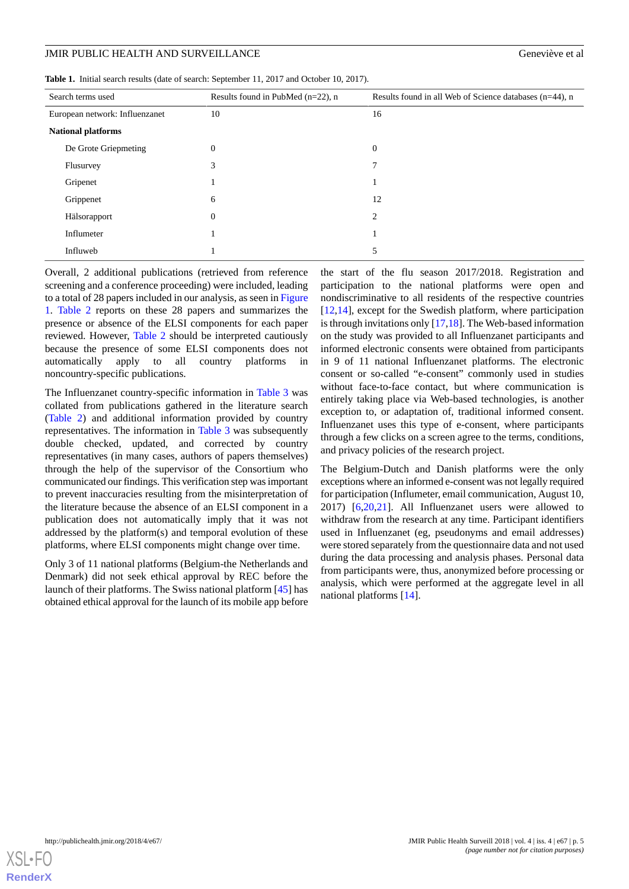**Table 1.** Initial search results (date of search: September 11, 2017 and October 10, 2017).

| Search terms used | Results found in PubMed (n=22), n | Results found in all Web of Science databases (n=44), n |
| --- | --- | --- |
| European network: Influenzanet | 10 | 16 |
| **National platforms** | | |
| De Grote Griepmeting | 0 | 0 |
| Flusurvey | 3 | 7 |
| Gripenet | 1 | 1 |
| Grippenet | 6 | 12 |
| Hälsorapport | 0 | 2 |
| Influmeter | 1 | 1 |
| Influweb | 1 | 5 |

Overall, 2 additional publications (retrieved from reference screening and a conference proceeding) were included, leading to a total of 28 papers included in our analysis, as seen in Figure 1. Table 2 reports on these 28 papers and summarizes the presence or absence of the ELSI components for each paper reviewed. However, Table 2 should be interpreted cautiously because the presence of some ELSI components does not automatically apply to all country platforms in noncountry-specific publications.

The Influenzanet country-specific information in Table 3 was collated from publications gathered in the literature search (Table 2) and additional information provided by country representatives. The information in Table 3 was subsequently double checked, updated, and corrected by country representatives (in many cases, authors of papers themselves) through the help of the supervisor of the Consortium who communicated our findings. This verification step was important to prevent inaccuracies resulting from the misinterpretation of the literature because the absence of an ELSI component in a publication does not automatically imply that it was not addressed by the platform(s) and temporal evolution of these platforms, where ELSI components might change over time.

Only 3 of 11 national platforms (Belgium-the Netherlands and Denmark) did not seek ethical approval by REC before the launch of their platforms. The Swiss national platform [45] has obtained ethical approval for the launch of its mobile app before the start of the flu season 2017/2018. Registration and participation to the national platforms were open and nondiscriminative to all residents of the respective countries [12,14], except for the Swedish platform, where participation is through invitations only [17,18]. The Web-based information on the study was provided to all Influenzanet participants and informed electronic consents were obtained from participants in 9 of 11 national Influenzanet platforms. The electronic consent or so-called "e-consent" commonly used in studies without face-to-face contact, but where communication is entirely taking place via Web-based technologies, is another exception to, or adaptation of, traditional informed consent. Influenzanet uses this type of e-consent, where participants through a few clicks on a screen agree to the terms, conditions, and privacy policies of the research project.

The Belgium-Dutch and Danish platforms were the only exceptions where an informed e-consent was not legally required for participation (Influmeter, email communication, August 10, 2017) [6,20,21]. All Influenzanet users were allowed to withdraw from the research at any time. Participant identifiers used in Influenzanet (eg, pseudonyms and email addresses) were stored separately from the questionnaire data and not used during the data processing and analysis phases. Personal data from participants were, thus, anonymized before processing or analysis, which were performed at the aggregate level in all national platforms [14].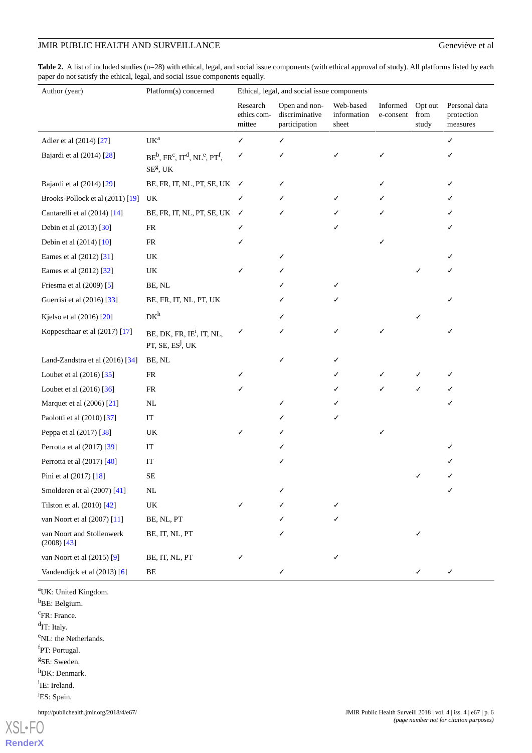**Table 2.** A list of included studies (n=28) with ethical, legal, and social issue components (with ethical approval of study). All platforms listed by each paper do not satisfy the ethical, legal, and social issue components equally.

| Author (year) | Platform(s) concerned | Ethical, legal, and social issue components | | | | | |
|---|---|---|---|---|---|---|---|
| | | Research ethics committee | Open and non-discriminative participation | Web-based information sheet | Informed e-consent | Opt out from study | Personal data protection measures |
| Adler et al (2014) [27] | UK[a] | ✓ | ✓ | | | | ✓ |
| Bajardi et al (2014) [28] | BE[b], FR[c], IT[d], NL[e], PT[f], SE[g], UK | ✓ | ✓ | ✓ | ✓ | | ✓ |
| Bajardi et al (2014) [29] | BE, FR, IT, NL, PT, SE, UK | ✓ | ✓ | | ✓ | | ✓ |
| Brooks-Pollock et al (2011) [19] | UK | ✓ | ✓ | ✓ | ✓ | | ✓ |
| Cantarelli et al (2014) [14] | BE, FR, IT, NL, PT, SE, UK | ✓ | ✓ | ✓ | ✓ | | ✓ |
| Debin et al (2013) [30] | FR | ✓ | | ✓ | | | ✓ |
| Debin et al (2014) [10] | FR | ✓ | | | ✓ | | |
| Eames et al (2012) [31] | UK | | ✓ | | | | ✓ |
| Eames et al (2012) [32] | UK | ✓ | ✓ | | | ✓ | ✓ |
| Friesma et al (2009) [5] | BE, NL | | ✓ | ✓ | | | |
| Guerrisi et al (2016) [33] | BE, FR, IT, NL, PT, UK | | ✓ | ✓ | | | ✓ |
| Kjelso et al (2016) [20] | DK[h] | | ✓ | | | ✓ | |
| Koppeschaar et al (2017) [17] | BE, DK, FR, IE[i], IT, NL, PT, SE, ES[j], UK | ✓ | ✓ | ✓ | ✓ | | ✓ |
| Land-Zandstra et al (2016) [34] | BE, NL | | ✓ | ✓ | | | |
| Loubet et al (2016) [35] | FR | ✓ | | ✓ | ✓ | ✓ | ✓ |
| Loubet et al (2016) [36] | FR | ✓ | | ✓ | ✓ | ✓ | ✓ |
| Marquet et al (2006) [21] | NL | | ✓ | ✓ | | | ✓ |
| Paolotti et al (2010) [37] | IT | | ✓ | ✓ | | | |
| Peppa et al (2017) [38] | UK | ✓ | ✓ | | ✓ | | |
| Perrotta et al (2017) [39] | IT | | ✓ | | | | ✓ |
| Perrotta et al (2017) [40] | IT | | ✓ | | | | ✓ |
| Pini et al (2017) [18] | SE | | | | | ✓ | ✓ |
| Smolderen et al (2007) [41] | NL | | ✓ | | | | ✓ |
| Tilston et al. (2010) [42] | UK | ✓ | ✓ | ✓ | | | |
| van Noort et al (2007) [11] | BE, NL, PT | | ✓ | ✓ | | | |
| van Noort and Stollenwerk (2008) [43] | BE, IT, NL, PT | | ✓ | | | ✓ | |
| van Noort et al (2015) [9] | BE, IT, NL, PT | ✓ | | ✓ | | | |
| Vandendijck et al (2013) [6] | BE | | ✓ | | | ✓ | ✓ |

[a]UK: United Kingdom.

[b]BE: Belgium.

[c]FR: France.

[d]IT: Italy.

[e]NL: the Netherlands.

[f]PT: Portugal.

[g]SE: Sweden.

[h]DK: Denmark.

[i]IE: Ireland.

[j]ES: Spain.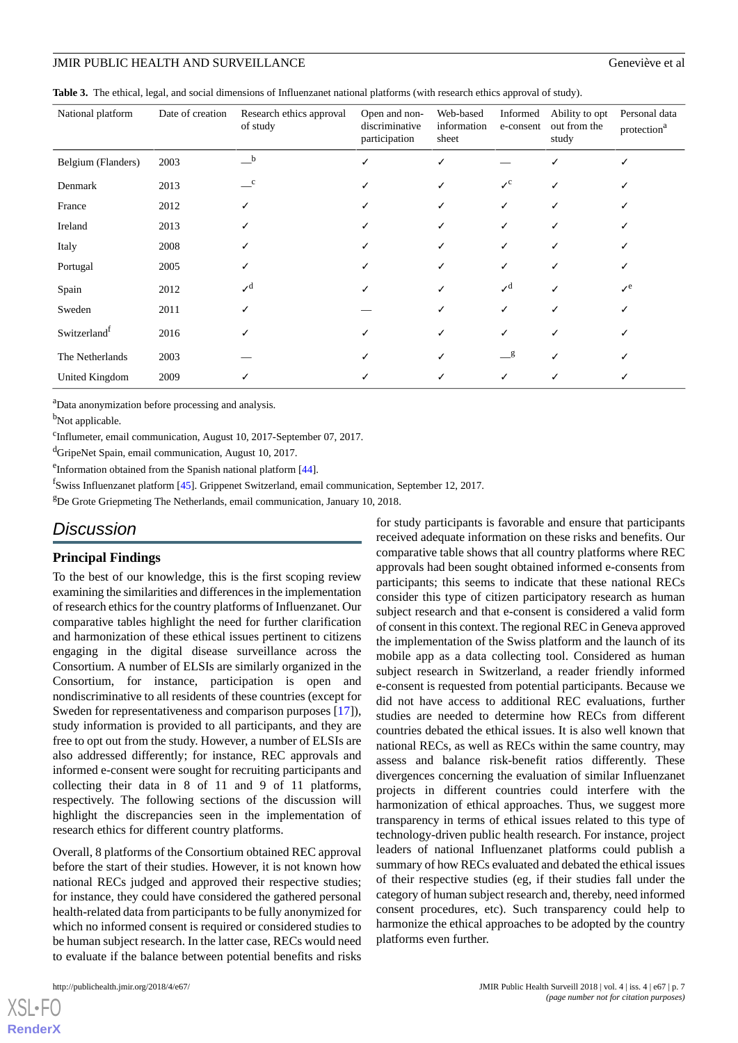**Table 3.** The ethical, legal, and social dimensions of Influenzanet national platforms (with research ethics approval of study).

| National platform | Date of creation | Research ethics approval of study | Open and non-discriminative participation | Web-based information sheet | Informed e-consent | Ability to opt out from the study | Personal data protection[a] |
|---|---|---|---|---|---|---|---|
| Belgium (Flanders) | 2003 | —[b] | ✓ | ✓ | — | ✓ | ✓ |
| Denmark | 2013 | —[c] | ✓ | ✓ | ✓[c] | ✓ | ✓ |
| France | 2012 | ✓ | ✓ | ✓ | ✓ | ✓ | ✓ |
| Ireland | 2013 | ✓ | ✓ | ✓ | ✓ | ✓ | ✓ |
| Italy | 2008 | ✓ | ✓ | ✓ | ✓ | ✓ | ✓ |
| Portugal | 2005 | ✓ | ✓ | ✓ | ✓ | ✓ | ✓ |
| Spain | 2012 | ✓[d] | ✓ | ✓ | ✓[d] | ✓ | ✓[e] |
| Sweden | 2011 | ✓ | — | ✓ | ✓ | ✓ | ✓ |
| Switzerland[f] | 2016 | ✓ | ✓ | ✓ | ✓ | ✓ | ✓ |
| The Netherlands | 2003 | — | ✓ | ✓ | —[g] | ✓ | ✓ |
| United Kingdom | 2009 | ✓ | ✓ | ✓ | ✓ | ✓ | ✓ |

[a]Data anonymization before processing and analysis.

[b]Not applicable.

[c]Influmeter, email communication, August 10, 2017-September 07, 2017.

[d]GripeNet Spain, email communication, August 10, 2017.

[e]Information obtained from the Spanish national platform [44].

[f]Swiss Influenzanet platform [45]. Grippenet Switzerland, email communication, September 12, 2017.

[g]De Grote Griepmeting The Netherlands, email communication, January 10, 2018.

## Discussion

### Principal Findings

To the best of our knowledge, this is the first scoping review examining the similarities and differences in the implementation of research ethics for the country platforms of Influenzanet. Our comparative tables highlight the need for further clarification and harmonization of these ethical issues pertinent to citizens engaging in the digital disease surveillance across the Consortium. A number of ELSIs are similarly organized in the Consortium, for instance, participation is open and nondiscriminative to all residents of these countries (except for Sweden for representativeness and comparison purposes [17]), study information is provided to all participants, and they are free to opt out from the study. However, a number of ELSIs are also addressed differently; for instance, REC approvals and informed e-consent were sought for recruiting participants and collecting their data in 8 of 11 and 9 of 11 platforms, respectively. The following sections of the discussion will highlight the discrepancies seen in the implementation of research ethics for different country platforms.

Overall, 8 platforms of the Consortium obtained REC approval before the start of their studies. However, it is not known how national RECs judged and approved their respective studies; for instance, they could have considered the gathered personal health-related data from participants to be fully anonymized for which no informed consent is required or considered studies to be human subject research. In the latter case, RECs would need to evaluate if the balance between potential benefits and risks for study participants is favorable and ensure that participants received adequate information on these risks and benefits. Our comparative table shows that all country platforms where REC approvals had been sought obtained informed e-consents from participants; this seems to indicate that these national RECs consider this type of citizen participatory research as human subject research and that e-consent is considered a valid form of consent in this context. The regional REC in Geneva approved the implementation of the Swiss platform and the launch of its mobile app as a data collecting tool. Considered as human subject research in Switzerland, a reader friendly informed e-consent is requested from potential participants. Because we did not have access to additional REC evaluations, further studies are needed to determine how RECs from different countries debated the ethical issues. It is also well known that national RECs, as well as RECs within the same country, may assess and balance risk-benefit ratios differently. These divergences concerning the evaluation of similar Influenzanet projects in different countries could interfere with the harmonization of ethical approaches. Thus, we suggest more transparency in terms of ethical issues related to this type of technology-driven public health research. For instance, project leaders of national Influenzanet platforms could publish a summary of how RECs evaluated and debated the ethical issues of their respective studies (eg, if their studies fall under the category of human subject research and, thereby, need informed consent procedures, etc). Such transparency could help to harmonize the ethical approaches to be adopted by the country platforms even further.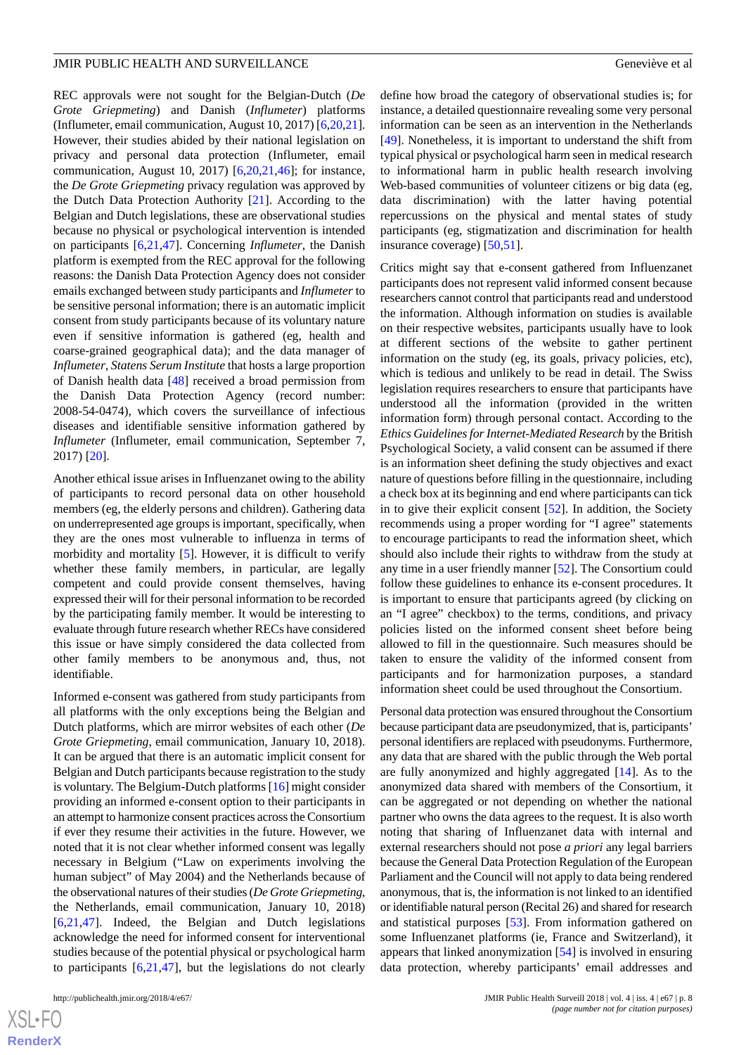REC approvals were not sought for the Belgian-Dutch (*De Grote Griepmeting*) and Danish (*Influmeter*) platforms (Influmeter, email communication, August 10, 2017) [6,20,21]. However, their studies abided by their national legislation on privacy and personal data protection (Influmeter, email communication, August 10, 2017) [6,20,21,46]; for instance, the *De Grote Griepmeting* privacy regulation was approved by the Dutch Data Protection Authority [21]. According to the Belgian and Dutch legislations, these are observational studies because no physical or psychological intervention is intended on participants [6,21,47]. Concerning *Influmeter*, the Danish platform is exempted from the REC approval for the following reasons: the Danish Data Protection Agency does not consider emails exchanged between study participants and *Influmeter* to be sensitive personal information; there is an automatic implicit consent from study participants because of its voluntary nature even if sensitive information is gathered (eg, health and coarse-grained geographical data); and the data manager of *Influmeter*, *Statens Serum Institute* that hosts a large proportion of Danish health data [48] received a broad permission from the Danish Data Protection Agency (record number: 2008-54-0474), which covers the surveillance of infectious diseases and identifiable sensitive information gathered by *Influmeter* (Influmeter, email communication, September 7, 2017) [20].

Another ethical issue arises in Influenzanet owing to the ability of participants to record personal data on other household members (eg, the elderly persons and children). Gathering data on underrepresented age groups is important, specifically, when they are the ones most vulnerable to influenza in terms of morbidity and mortality [5]. However, it is difficult to verify whether these family members, in particular, are legally competent and could provide consent themselves, having expressed their will for their personal information to be recorded by the participating family member. It would be interesting to evaluate through future research whether RECs have considered this issue or have simply considered the data collected from other family members to be anonymous and, thus, not identifiable.

Informed e-consent was gathered from study participants from all platforms with the only exceptions being the Belgian and Dutch platforms, which are mirror websites of each other (*De Grote Griepmeting*, email communication, January 10, 2018). It can be argued that there is an automatic implicit consent for Belgian and Dutch participants because registration to the study is voluntary. The Belgium-Dutch platforms [16] might consider providing an informed e-consent option to their participants in an attempt to harmonize consent practices across the Consortium if ever they resume their activities in the future. However, we noted that it is not clear whether informed consent was legally necessary in Belgium ("Law on experiments involving the human subject" of May 2004) and the Netherlands because of the observational natures of their studies (*De Grote Griepmeting*, the Netherlands, email communication, January 10, 2018) [6,21,47]. Indeed, the Belgian and Dutch legislations acknowledge the need for informed consent for interventional studies because of the potential physical or psychological harm to participants [6,21,47], but the legislations do not clearly define how broad the category of observational studies is; for instance, a detailed questionnaire revealing some very personal information can be seen as an intervention in the Netherlands [49]. Nonetheless, it is important to understand the shift from typical physical or psychological harm seen in medical research to informational harm in public health research involving Web-based communities of volunteer citizens or big data (eg, data discrimination) with the latter having potential repercussions on the physical and mental states of study participants (eg, stigmatization and discrimination for health insurance coverage) [50,51].

Critics might say that e-consent gathered from Influenzanet participants does not represent valid informed consent because researchers cannot control that participants read and understood the information. Although information on studies is available on their respective websites, participants usually have to look at different sections of the website to gather pertinent information on the study (eg, its goals, privacy policies, etc), which is tedious and unlikely to be read in detail. The Swiss legislation requires researchers to ensure that participants have understood all the information (provided in the written information form) through personal contact. According to the *Ethics Guidelines for Internet-Mediated Research* by the British Psychological Society, a valid consent can be assumed if there is an information sheet defining the study objectives and exact nature of questions before filling in the questionnaire, including a check box at its beginning and end where participants can tick in to give their explicit consent [52]. In addition, the Society recommends using a proper wording for "I agree" statements to encourage participants to read the information sheet, which should also include their rights to withdraw from the study at any time in a user friendly manner [52]. The Consortium could follow these guidelines to enhance its e-consent procedures. It is important to ensure that participants agreed (by clicking on an "I agree" checkbox) to the terms, conditions, and privacy policies listed on the informed consent sheet before being allowed to fill in the questionnaire. Such measures should be taken to ensure the validity of the informed consent from participants and for harmonization purposes, a standard information sheet could be used throughout the Consortium.

Personal data protection was ensured throughout the Consortium because participant data are pseudonymized, that is, participants' personal identifiers are replaced with pseudonyms. Furthermore, any data that are shared with the public through the Web portal are fully anonymized and highly aggregated [14]. As to the anonymized data shared with members of the Consortium, it can be aggregated or not depending on whether the national partner who owns the data agrees to the request. It is also worth noting that sharing of Influenzanet data with internal and external researchers should not pose *a priori* any legal barriers because the General Data Protection Regulation of the European Parliament and the Council will not apply to data being rendered anonymous, that is, the information is not linked to an identified or identifiable natural person (Recital 26) and shared for research and statistical purposes [53]. From information gathered on some Influenzanet platforms (ie, France and Switzerland), it appears that linked anonymization [54] is involved in ensuring data protection, whereby participants' email addresses and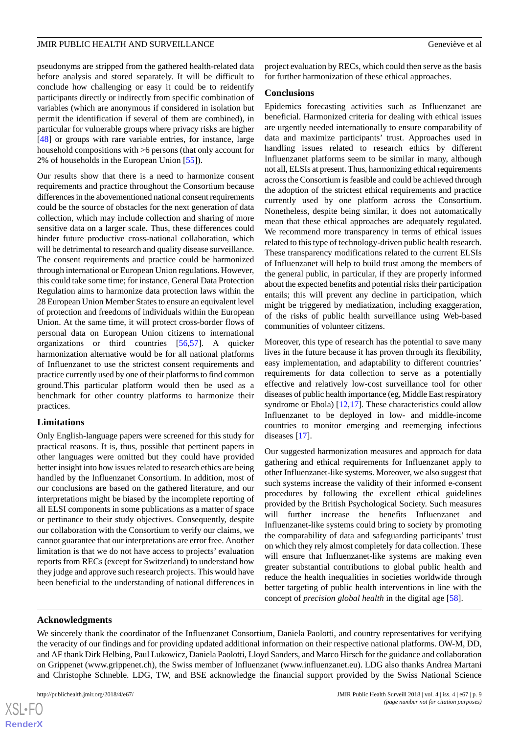pseudonyms are stripped from the gathered health-related data before analysis and stored separately. It will be difficult to conclude how challenging or easy it could be to reidentify participants directly or indirectly from specific combination of variables (which are anonymous if considered in isolation but permit the identification if several of them are combined), in particular for vulnerable groups where privacy risks are higher [48] or groups with rare variable entries, for instance, large household compositions with >6 persons (that only account for 2% of households in the European Union [55]).

Our results show that there is a need to harmonize consent requirements and practice throughout the Consortium because differences in the abovementioned national consent requirements could be the source of obstacles for the next generation of data collection, which may include collection and sharing of more sensitive data on a larger scale. Thus, these differences could hinder future productive cross-national collaboration, which will be detrimental to research and quality disease surveillance. The consent requirements and practice could be harmonized through international or European Union regulations. However, this could take some time; for instance, General Data Protection Regulation aims to harmonize data protection laws within the 28 European Union Member States to ensure an equivalent level of protection and freedoms of individuals within the European Union. At the same time, it will protect cross-border flows of personal data on European Union citizens to international organizations or third countries [56,57]. A quicker harmonization alternative would be for all national platforms of Influenzanet to use the strictest consent requirements and practice currently used by one of their platforms to find common ground.This particular platform would then be used as a benchmark for other country platforms to harmonize their practices.

### Limitations

Only English-language papers were screened for this study for practical reasons. It is, thus, possible that pertinent papers in other languages were omitted but they could have provided better insight into how issues related to research ethics are being handled by the Influenzanet Consortium. In addition, most of our conclusions are based on the gathered literature, and our interpretations might be biased by the incomplete reporting of all ELSI components in some publications as a matter of space or pertinance to their study objectives. Consequently, despite our collaboration with the Consortium to verify our claims, we cannot guarantee that our interpretations are error free. Another limitation is that we do not have access to projects' evaluation reports from RECs (except for Switzerland) to understand how they judge and approve such research projects. This would have been beneficial to the understanding of national differences in project evaluation by RECs, which could then serve as the basis for further harmonization of these ethical approaches.

## Conclusions

Epidemics forecasting activities such as Influenzanet are beneficial. Harmonized criteria for dealing with ethical issues are urgently needed internationally to ensure comparability of data and maximize participants' trust. Approaches used in handling issues related to research ethics by different Influenzanet platforms seem to be similar in many, although not all, ELSIs at present. Thus, harmonizing ethical requirements across the Consortium is feasible and could be achieved through the adoption of the strictest ethical requirements and practice currently used by one platform across the Consortium. Nonetheless, despite being similar, it does not automatically mean that these ethical approaches are adequately regulated. We recommend more transparency in terms of ethical issues related to this type of technology-driven public health research. These transparency modifications related to the current ELSIs of Influenzanet will help to build trust among the members of the general public, in particular, if they are properly informed about the expected benefits and potential risks their participation entails; this will prevent any decline in participation, which might be triggered by mediatization, including exaggeration, of the risks of public health surveillance using Web-based communities of volunteer citizens.

Moreover, this type of research has the potential to save many lives in the future because it has proven through its flexibility, easy implementation, and adaptability to different countries' requirements for data collection to serve as a potentially effective and relatively low-cost surveillance tool for other diseases of public health importance (eg, Middle East respiratory syndrome or Ebola) [12,17]. These characteristics could allow Influenzanet to be deployed in low- and middle-income countries to monitor emerging and reemerging infectious diseases [17].

Our suggested harmonization measures and approach for data gathering and ethical requirements for Influenzanet apply to other Influenzanet-like systems. Moreover, we also suggest that such systems increase the validity of their informed e-consent procedures by following the excellent ethical guidelines provided by the British Psychological Society. Such measures will further increase the benefits Influenzanet and Influenzanet-like systems could bring to society by promoting the comparability of data and safeguarding participants' trust on which they rely almost completely for data collection. These will ensure that Influenzanet-like systems are making even greater substantial contributions to global public health and reduce the health inequalities in societies worldwide through better targeting of public health interventions in line with the concept of *precision global health* in the digital age [58].

## Acknowledgments

We sincerely thank the coordinator of the Influenzanet Consortium, Daniela Paolotti, and country representatives for verifying the veracity of our findings and for providing updated additional information on their respective national platforms. OW-M, DD, and AF thank Dirk Helbing, Paul Lukowicz, Daniela Paolotti, Lloyd Sanders, and Marco Hirsch for the guidance and collaboration on Grippenet (www.grippenet.ch), the Swiss member of Influenzanet (www.influenzanet.eu). LDG also thanks Andrea Martani and Christophe Schneble. LDG, TW, and BSE acknowledge the financial support provided by the Swiss National Science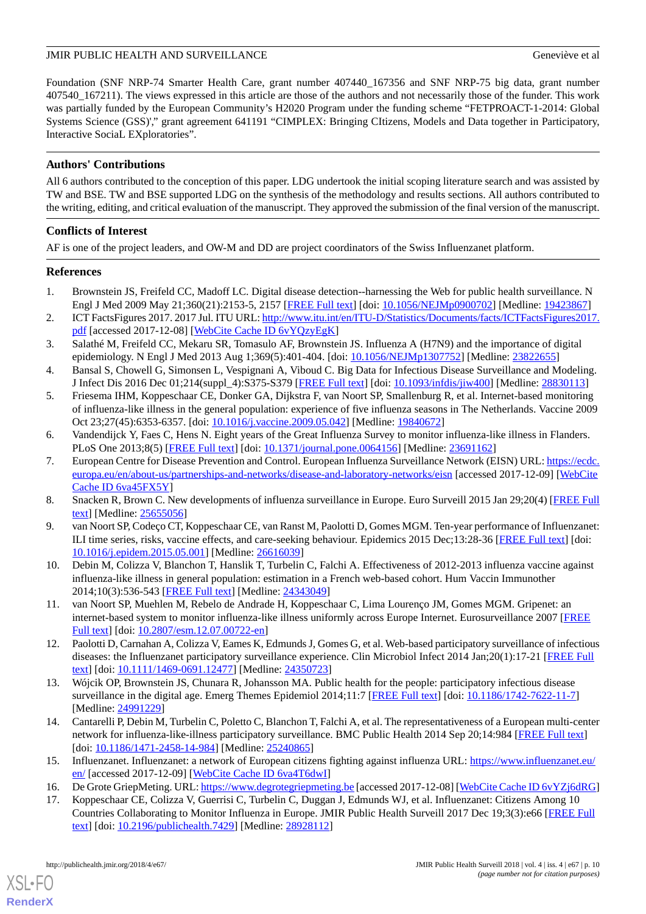Foundation (SNF NRP-74 Smarter Health Care, grant number 407440_167356 and SNF NRP-75 big data, grant number 407540_167211). The views expressed in this article are those of the authors and not necessarily those of the funder. This work was partially funded by the European Community's H2020 Program under the funding scheme "FETPROACT-1-2014: Global Systems Science (GSS)'," grant agreement 641191 "CIMPLEX: Bringing CItizens, Models and Data together in Participatory, Interactive SociaL EXploratories".

## Authors' Contributions

All 6 authors contributed to the conception of this paper. LDG undertook the initial scoping literature search and was assisted by TW and BSE. TW and BSE supported LDG on the synthesis of the methodology and results sections. All authors contributed to the writing, editing, and critical evaluation of the manuscript. They approved the submission of the final version of the manuscript.

## Conflicts of Interest

AF is one of the project leaders, and OW-M and DD are project coordinators of the Swiss Influenzanet platform.

## References

1. Brownstein JS, Freifeld CC, Madoff LC. Digital disease detection--harnessing the Web for public health surveillance. N Engl J Med 2009 May 21;360(21):2153-5, 2157 [FREE Full text] [doi: 10.1056/NEJMp0900702] [Medline: 19423867]
2. ICT FactsFigures 2017. 2017 Jul. ITU URL: http://www.itu.int/en/ITU-D/Statistics/Documents/facts/ICTFactsFigures2017.pdf [accessed 2017-12-08] [WebCite Cache ID 6vYQzyEgK]
3. Salathé M, Freifeld CC, Mekaru SR, Tomasulo AF, Brownstein JS. Influenza A (H7N9) and the importance of digital epidemiology. N Engl J Med 2013 Aug 1;369(5):401-404. [doi: 10.1056/NEJMp1307752] [Medline: 23822655]
4. Bansal S, Chowell G, Simonsen L, Vespignani A, Viboud C. Big Data for Infectious Disease Surveillance and Modeling. J Infect Dis 2016 Dec 01;214(suppl_4):S375-S379 [FREE Full text] [doi: 10.1093/infdis/jiw400] [Medline: 28830113]
5. Friesema IHM, Koppeschaar CE, Donker GA, Dijkstra F, van Noort SP, Smallenburg R, et al. Internet-based monitoring of influenza-like illness in the general population: experience of five influenza seasons in The Netherlands. Vaccine 2009 Oct 23;27(45):6353-6357. [doi: 10.1016/j.vaccine.2009.05.042] [Medline: 19840672]
6. Vandendijck Y, Faes C, Hens N. Eight years of the Great Influenza Survey to monitor influenza-like illness in Flanders. PLoS One 2013;8(5) [FREE Full text] [doi: 10.1371/journal.pone.0064156] [Medline: 23691162]
7. European Centre for Disease Prevention and Control. European Influenza Surveillance Network (EISN) URL: https://ecdc.europa.eu/en/about-us/partnerships-and-networks/disease-and-laboratory-networks/eisn [accessed 2017-12-09] [WebCite Cache ID 6va45FX5Y]
8. Snacken R, Brown C. New developments of influenza surveillance in Europe. Euro Surveill 2015 Jan 29;20(4) [FREE Full text] [Medline: 25655056]
9. van Noort SP, Codeço CT, Koppeschaar CE, van Ranst M, Paolotti D, Gomes MGM. Ten-year performance of Influenzanet: ILI time series, risks, vaccine effects, and care-seeking behaviour. Epidemics 2015 Dec;13:28-36 [FREE Full text] [doi: 10.1016/j.epidem.2015.05.001] [Medline: 26616039]
10. Debin M, Colizza V, Blanchon T, Hanslik T, Turbelin C, Falchi A. Effectiveness of 2012-2013 influenza vaccine against influenza-like illness in general population: estimation in a French web-based cohort. Hum Vaccin Immunother 2014;10(3):536-543 [FREE Full text] [Medline: 24343049]
11. van Noort SP, Muehlen M, Rebelo de Andrade H, Koppeschaar C, Lima Lourenço JM, Gomes MGM. Gripenet: an internet-based system to monitor influenza-like illness uniformly across Europe Internet. Eurosurveillance 2007 [FREE Full text] [doi: 10.2807/esm.12.07.00722-en]
12. Paolotti D, Carnahan A, Colizza V, Eames K, Edmunds J, Gomes G, et al. Web-based participatory surveillance of infectious diseases: the Influenzanet participatory surveillance experience. Clin Microbiol Infect 2014 Jan;20(1):17-21 [FREE Full text] [doi: 10.1111/1469-0691.12477] [Medline: 24350723]
13. Wójcik OP, Brownstein JS, Chunara R, Johansson MA. Public health for the people: participatory infectious disease surveillance in the digital age. Emerg Themes Epidemiol 2014;11:7 [FREE Full text] [doi: 10.1186/1742-7622-11-7] [Medline: 24991229]
14. Cantarelli P, Debin M, Turbelin C, Poletto C, Blanchon T, Falchi A, et al. The representativeness of a European multi-center network for influenza-like-illness participatory surveillance. BMC Public Health 2014 Sep 20;14:984 [FREE Full text] [doi: 10.1186/1471-2458-14-984] [Medline: 25240865]
15. Influenzanet. Influenzanet: a network of European citizens fighting against influenza URL: https://www.influenzanet.eu/en/ [accessed 2017-12-09] [WebCite Cache ID 6va4T6dwI]
16. De Grote GriepMeting. URL: https://www.degrotegriepmeting.be [accessed 2017-12-08] [WebCite Cache ID 6vYZj6dRG]
17. Koppeschaar CE, Colizza V, Guerrisi C, Turbelin C, Duggan J, Edmunds WJ, et al. Influenzanet: Citizens Among 10 Countries Collaborating to Monitor Influenza in Europe. JMIR Public Health Surveill 2017 Dec 19;3(3):e66 [FREE Full text] [doi: 10.2196/publichealth.7429] [Medline: 28928112]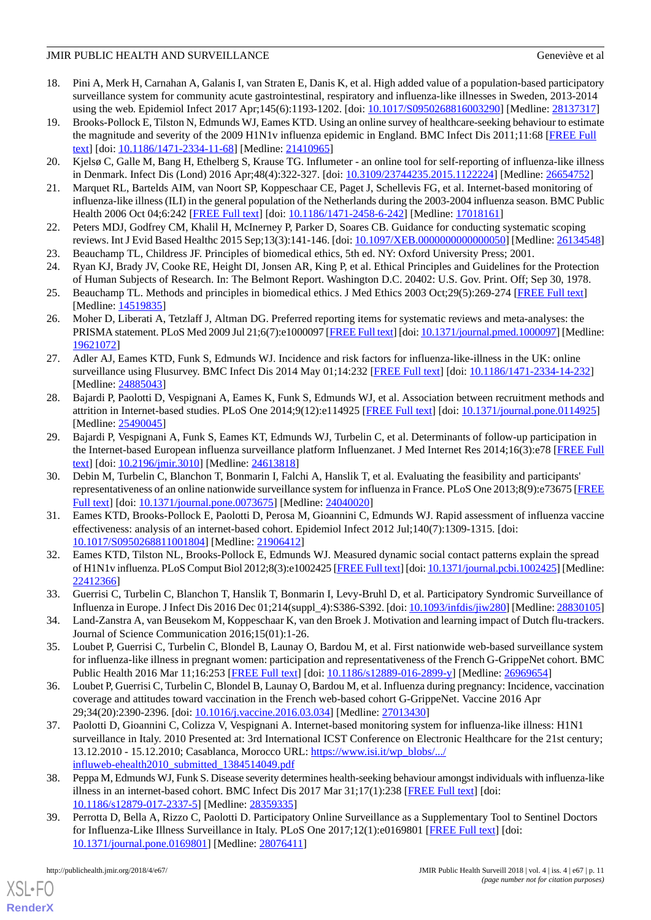18. Pini A, Merk H, Carnahan A, Galanis I, van Straten E, Danis K, et al. High added value of a population-based participatory surveillance system for community acute gastrointestinal, respiratory and influenza-like illnesses in Sweden, 2013-2014 using the web. Epidemiol Infect 2017 Apr;145(6):1193-1202. [doi: 10.1017/S0950268816003290] [Medline: 28137317]
19. Brooks-Pollock E, Tilston N, Edmunds WJ, Eames KTD. Using an online survey of healthcare-seeking behaviour to estimate the magnitude and severity of the 2009 H1N1v influenza epidemic in England. BMC Infect Dis 2011;11:68 [FREE Full text] [doi: 10.1186/1471-2334-11-68] [Medline: 21410965]
20. Kjelsø C, Galle M, Bang H, Ethelberg S, Krause TG. Influmeter - an online tool for self-reporting of influenza-like illness in Denmark. Infect Dis (Lond) 2016 Apr;48(4):322-327. [doi: 10.3109/23744235.2015.1122224] [Medline: 26654752]
21. Marquet RL, Bartelds AIM, van Noort SP, Koppeschaar CE, Paget J, Schellevis FG, et al. Internet-based monitoring of influenza-like illness (ILI) in the general population of the Netherlands during the 2003-2004 influenza season. BMC Public Health 2006 Oct 04;6:242 [FREE Full text] [doi: 10.1186/1471-2458-6-242] [Medline: 17018161]
22. Peters MDJ, Godfrey CM, Khalil H, McInerney P, Parker D, Soares CB. Guidance for conducting systematic scoping reviews. Int J Evid Based Healthc 2015 Sep;13(3):141-146. [doi: 10.1097/XEB.0000000000000050] [Medline: 26134548]
23. Beauchamp TL, Childress JF. Principles of biomedical ethics, 5th ed. NY: Oxford University Press; 2001.
24. Ryan KJ, Brady JV, Cooke RE, Height DI, Jonsen AR, King P, et al. Ethical Principles and Guidelines for the Protection of Human Subjects of Research. In: The Belmont Report. Washington D.C. 20402: U.S. Gov. Print. Off; Sep 30, 1978.
25. Beauchamp TL. Methods and principles in biomedical ethics. J Med Ethics 2003 Oct;29(5):269-274 [FREE Full text] [Medline: 14519835]
26. Moher D, Liberati A, Tetzlaff J, Altman DG. Preferred reporting items for systematic reviews and meta-analyses: the PRISMA statement. PLoS Med 2009 Jul 21;6(7):e1000097 [FREE Full text] [doi: 10.1371/journal.pmed.1000097] [Medline: 19621072]
27. Adler AJ, Eames KTD, Funk S, Edmunds WJ. Incidence and risk factors for influenza-like-illness in the UK: online surveillance using Flusurvey. BMC Infect Dis 2014 May 01;14:232 [FREE Full text] [doi: 10.1186/1471-2334-14-232] [Medline: 24885043]
28. Bajardi P, Paolotti D, Vespignani A, Eames K, Funk S, Edmunds WJ, et al. Association between recruitment methods and attrition in Internet-based studies. PLoS One 2014;9(12):e114925 [FREE Full text] [doi: 10.1371/journal.pone.0114925] [Medline: 25490045]
29. Bajardi P, Vespignani A, Funk S, Eames KT, Edmunds WJ, Turbelin C, et al. Determinants of follow-up participation in the Internet-based European influenza surveillance platform Influenzanet. J Med Internet Res 2014;16(3):e78 [FREE Full text] [doi: 10.2196/jmir.3010] [Medline: 24613818]
30. Debin M, Turbelin C, Blanchon T, Bonmarin I, Falchi A, Hanslik T, et al. Evaluating the feasibility and participants' representativeness of an online nationwide surveillance system for influenza in France. PLoS One 2013;8(9):e73675 [FREE Full text] [doi: 10.1371/journal.pone.0073675] [Medline: 24040020]
31. Eames KTD, Brooks-Pollock E, Paolotti D, Perosa M, Gioannini C, Edmunds WJ. Rapid assessment of influenza vaccine effectiveness: analysis of an internet-based cohort. Epidemiol Infect 2012 Jul;140(7):1309-1315. [doi: 10.1017/S0950268811001804] [Medline: 21906412]
32. Eames KTD, Tilston NL, Brooks-Pollock E, Edmunds WJ. Measured dynamic social contact patterns explain the spread of H1N1v influenza. PLoS Comput Biol 2012;8(3):e1002425 [FREE Full text] [doi: 10.1371/journal.pcbi.1002425] [Medline: 22412366]
33. Guerrisi C, Turbelin C, Blanchon T, Hanslik T, Bonmarin I, Levy-Bruhl D, et al. Participatory Syndromic Surveillance of Influenza in Europe. J Infect Dis 2016 Dec 01;214(suppl_4):S386-S392. [doi: 10.1093/infdis/jiw280] [Medline: 28830105]
34. Land-Zanstra A, van Beusekom M, Koppeschaar K, van den Broek J. Motivation and learning impact of Dutch flu-trackers. Journal of Science Communication 2016;15(01):1-26.
35. Loubet P, Guerrisi C, Turbelin C, Blondel B, Launay O, Bardou M, et al. First nationwide web-based surveillance system for influenza-like illness in pregnant women: participation and representativeness of the French G-GrippeNet cohort. BMC Public Health 2016 Mar 11;16:253 [FREE Full text] [doi: 10.1186/s12889-016-2899-y] [Medline: 26969654]
36. Loubet P, Guerrisi C, Turbelin C, Blondel B, Launay O, Bardou M, et al. Influenza during pregnancy: Incidence, vaccination coverage and attitudes toward vaccination in the French web-based cohort G-GrippeNet. Vaccine 2016 Apr 29;34(20):2390-2396. [doi: 10.1016/j.vaccine.2016.03.034] [Medline: 27013430]
37. Paolotti D, Gioannini C, Colizza V, Vespignani A. Internet-based monitoring system for influenza-like illness: H1N1 surveillance in Italy. 2010 Presented at: 3rd International ICST Conference on Electronic Healthcare for the 21st century; 13.12.2010 - 15.12.2010; Casablanca, Morocco URL: https://www.isi.it/wp_blobs/.../influweb-ehealth2010_submitted_1384514049.pdf
38. Peppa M, Edmunds WJ, Funk S. Disease severity determines health-seeking behaviour amongst individuals with influenza-like illness in an internet-based cohort. BMC Infect Dis 2017 Mar 31;17(1):238 [FREE Full text] [doi: 10.1186/s12879-017-2337-5] [Medline: 28359335]
39. Perrotta D, Bella A, Rizzo C, Paolotti D. Participatory Online Surveillance as a Supplementary Tool to Sentinel Doctors for Influenza-Like Illness Surveillance in Italy. PLoS One 2017;12(1):e0169801 [FREE Full text] [doi: 10.1371/journal.pone.0169801] [Medline: 28076411]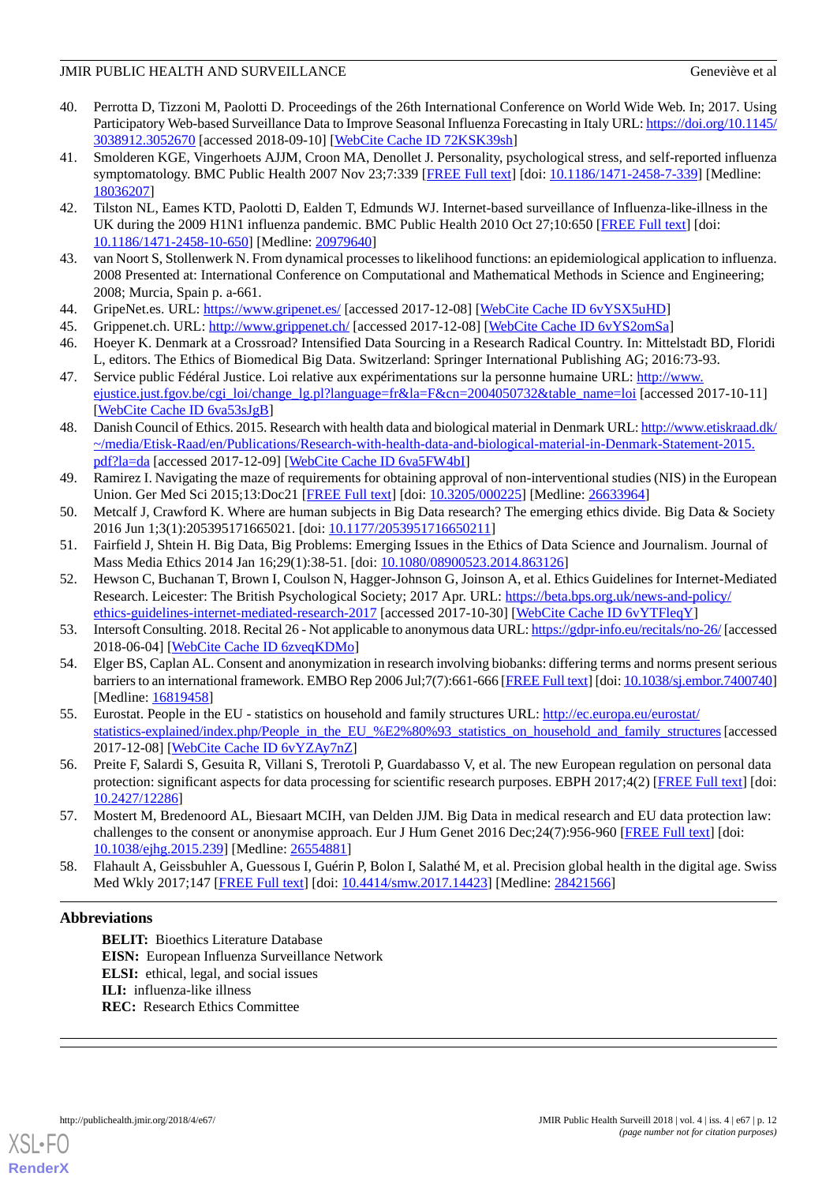40. Perrotta D, Tizzoni M, Paolotti D. Proceedings of the 26th International Conference on World Wide Web. In; 2017. Using Participatory Web-based Surveillance Data to Improve Seasonal Influenza Forecasting in Italy URL: https://doi.org/10.1145/3038912.3052670 [accessed 2018-09-10] [WebCite Cache ID 72KSK39sh]
41. Smolderen KGE, Vingerhoets AJJM, Croon MA, Denollet J. Personality, psychological stress, and self-reported influenza symptomatology. BMC Public Health 2007 Nov 23;7:339 [FREE Full text] [doi: 10.1186/1471-2458-7-339] [Medline: 18036207]
42. Tilston NL, Eames KTD, Paolotti D, Ealden T, Edmunds WJ. Internet-based surveillance of Influenza-like-illness in the UK during the 2009 H1N1 influenza pandemic. BMC Public Health 2010 Oct 27;10:650 [FREE Full text] [doi: 10.1186/1471-2458-10-650] [Medline: 20979640]
43. van Noort S, Stollenwerk N. From dynamical processes to likelihood functions: an epidemiological application to influenza. 2008 Presented at: International Conference on Computational and Mathematical Methods in Science and Engineering; 2008; Murcia, Spain p. a-661.
44. GripeNet.es. URL: https://www.gripenet.es/ [accessed 2017-12-08] [WebCite Cache ID 6vYSX5uHD]
45. Grippenet.ch. URL: http://www.grippenet.ch/ [accessed 2017-12-08] [WebCite Cache ID 6vYS2omSa]
46. Hoeyer K. Denmark at a Crossroad? Intensified Data Sourcing in a Research Radical Country. In: Mittelstadt BD, Floridi L, editors. The Ethics of Biomedical Big Data. Switzerland: Springer International Publishing AG; 2016:73-93.
47. Service public Fédéral Justice. Loi relative aux expérimentations sur la personne humaine URL: http://www.ejustice.just.fgov.be/cgi_loi/change_lg.pl?language=fr&la=F&cn=2004050732&table_name=loi [accessed 2017-10-11] [WebCite Cache ID 6va53sJgB]
48. Danish Council of Ethics. 2015. Research with health data and biological material in Denmark URL: http://www.etiskraad.dk/~/media/Etisk-Raad/en/Publications/Research-with-health-data-and-biological-material-in-Denmark-Statement-2015.pdf?la=da [accessed 2017-12-09] [WebCite Cache ID 6va5FW4bI]
49. Ramirez I. Navigating the maze of requirements for obtaining approval of non-interventional studies (NIS) in the European Union. Ger Med Sci 2015;13:Doc21 [FREE Full text] [doi: 10.3205/000225] [Medline: 26633964]
50. Metcalf J, Crawford K. Where are human subjects in Big Data research? The emerging ethics divide. Big Data & Society 2016 Jun 1;3(1):205395171665021. [doi: 10.1177/2053951716650211]
51. Fairfield J, Shtein H. Big Data, Big Problems: Emerging Issues in the Ethics of Data Science and Journalism. Journal of Mass Media Ethics 2014 Jan 16;29(1):38-51. [doi: 10.1080/08900523.2014.863126]
52. Hewson C, Buchanan T, Brown I, Coulson N, Hagger-Johnson G, Joinson A, et al. Ethics Guidelines for Internet-Mediated Research. Leicester: The British Psychological Society; 2017 Apr. URL: https://beta.bps.org.uk/news-and-policy/ethics-guidelines-internet-mediated-research-2017 [accessed 2017-10-30] [WebCite Cache ID 6vYTFleqY]
53. Intersoft Consulting. 2018. Recital 26 - Not applicable to anonymous data URL: https://gdpr-info.eu/recitals/no-26/ [accessed 2018-06-04] [WebCite Cache ID 6zveqKDMo]
54. Elger BS, Caplan AL. Consent and anonymization in research involving biobanks: differing terms and norms present serious barriers to an international framework. EMBO Rep 2006 Jul;7(7):661-666 [FREE Full text] [doi: 10.1038/sj.embor.7400740] [Medline: 16819458]
55. Eurostat. People in the EU - statistics on household and family structures URL: http://ec.europa.eu/eurostat/statistics-explained/index.php/People_in_the_EU_%E2%80%93_statistics_on_household_and_family_structures [accessed 2017-12-08] [WebCite Cache ID 6vYZAy7nZ]
56. Preite F, Salardi S, Gesuita R, Villani S, Trerotoli P, Guardabasso V, et al. The new European regulation on personal data protection: significant aspects for data processing for scientific research purposes. EBPH 2017;4(2) [FREE Full text] [doi: 10.2427/12286]
57. Mostert M, Bredenoord AL, Biesaart MCIH, van Delden JJM. Big Data in medical research and EU data protection law: challenges to the consent or anonymise approach. Eur J Hum Genet 2016 Dec;24(7):956-960 [FREE Full text] [doi: 10.1038/ejhg.2015.239] [Medline: 26554881]
58. Flahault A, Geissbuhler A, Guessous I, Guérin P, Bolon I, Salathé M, et al. Precision global health in the digital age. Swiss Med Wkly 2017;147 [FREE Full text] [doi: 10.4414/smw.2017.14423] [Medline: 28421566]

## Abbreviations

**BELIT:** Bioethics Literature Database
**EISN:** European Influenza Surveillance Network
**ELSI:** ethical, legal, and social issues
**ILI:** influenza-like illness
**REC:** Research Ethics Committee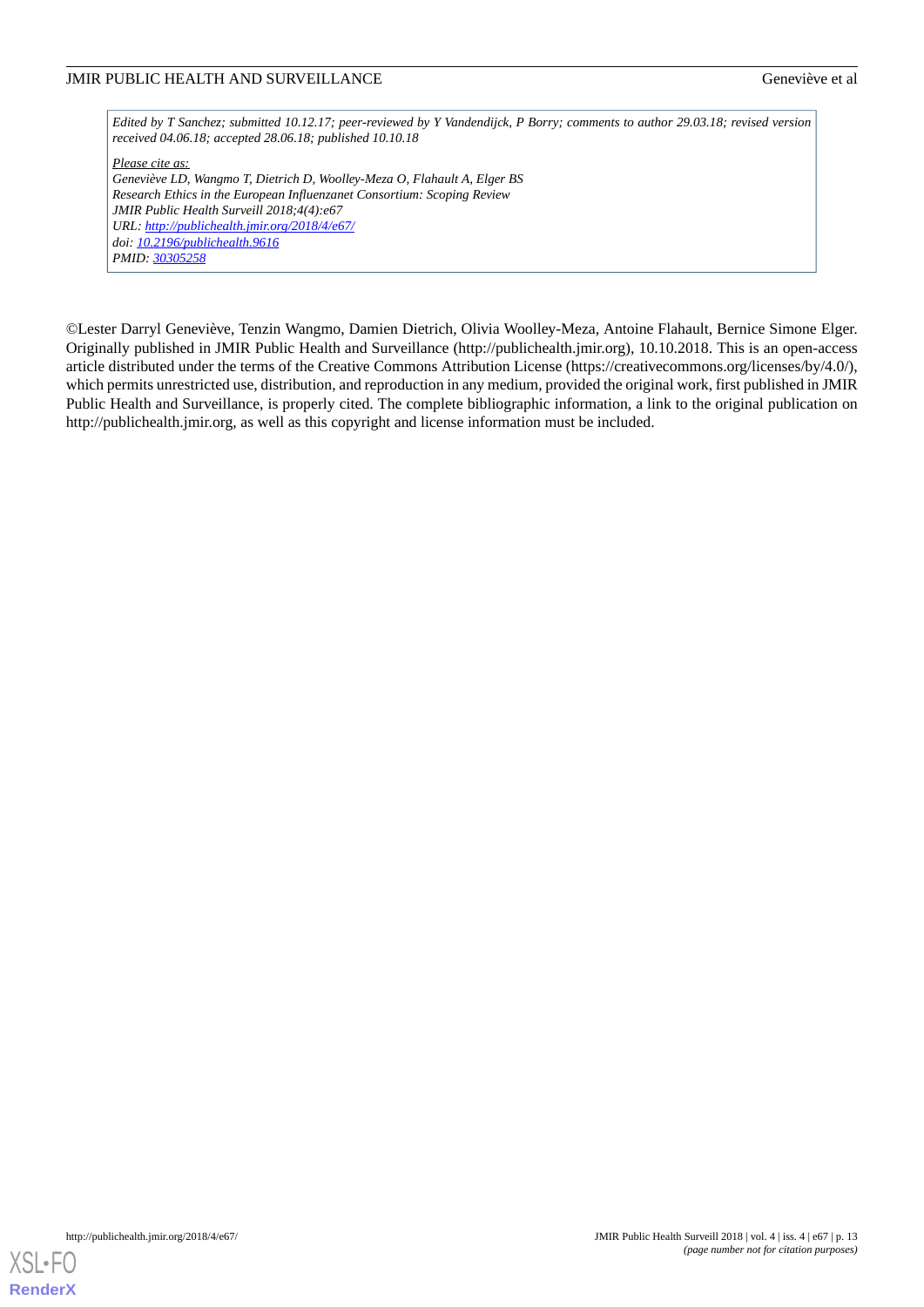*Edited by T Sanchez; submitted 10.12.17; peer-reviewed by Y Vandendijck, P Borry; comments to author 29.03.18; revised version received 04.06.18; accepted 28.06.18; published 10.10.18*

*Please cite as:*
*Geneviève LD, Wangmo T, Dietrich D, Woolley-Meza O, Flahault A, Elger BS*
*Research Ethics in the European Influenzanet Consortium: Scoping Review*
*JMIR Public Health Surveill 2018;4(4):e67*
*URL: http://publichealth.jmir.org/2018/4/e67/*
*doi: 10.2196/publichealth.9616*
*PMID: 30305258*

©Lester Darryl Geneviève, Tenzin Wangmo, Damien Dietrich, Olivia Woolley-Meza, Antoine Flahault, Bernice Simone Elger. Originally published in JMIR Public Health and Surveillance (http://publichealth.jmir.org), 10.10.2018. This is an open-access article distributed under the terms of the Creative Commons Attribution License (https://creativecommons.org/licenses/by/4.0/), which permits unrestricted use, distribution, and reproduction in any medium, provided the original work, first published in JMIR Public Health and Surveillance, is properly cited. The complete bibliographic information, a link to the original publication on http://publichealth.jmir.org, as well as this copyright and license information must be included.